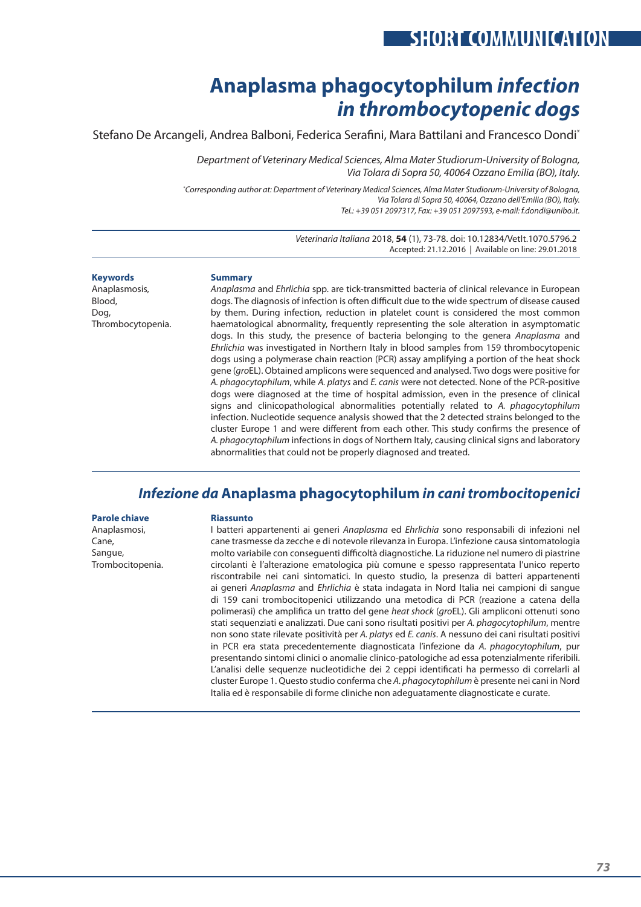# *Anaplasma phagocytophilum infection in thrombocytopenic dogs*

Stefano De Arcangeli, Andrea Balboni, Federica Serafini, Mara Battilani and Francesco Dondi*

*Department of Veterinary Medical Sciences, Alma Mater Studiorum-University of Bologna, Via Tolara di Sopra 50, 40064 Ozzano Emilia (BO), Italy.*

*Corresponding author at: Department of Veterinary Medical Sciences, Alma Mater Studiorum-University of Bologna, Via Tolara di Sopra 50, 40064, Ozzano dell'Emilia (BO), Italy. Tel.: +39 051 2097317, Fax: +39 051 2097593, e-mail: f.dondi@unibo.it.*

*Veterinaria Italiana* 2018, **54** (1), 73-78. doi: 10.12834/VetIt.1070.5796.2
Accepted: 21.12.2016 | Available on line: 29.01.2018

**Keywords**
Anaplasmosis,
Blood,
Dog,
Thrombocytopenia.

**Summary**

*Anaplasma* and *Ehrlichia* spp. are tick-transmitted bacteria of clinical relevance in European dogs. The diagnosis of infection is often difficult due to the wide spectrum of disease caused by them. During infection, reduction in platelet count is considered the most common haematological abnormality, frequently representing the sole alteration in asymptomatic dogs. In this study, the presence of bacteria belonging to the genera *Anaplasma* and *Ehrlichia* was investigated in Northern Italy in blood samples from 159 thrombocytopenic dogs using a polymerase chain reaction (PCR) assay amplifying a portion of the heat shock gene (*gro*EL). Obtained amplicons were sequenced and analysed. Two dogs were positive for *A. phagocytophilum*, while *A. platys* and *E. canis* were not detected. None of the PCR-positive dogs were diagnosed at the time of hospital admission, even in the presence of clinical signs and clinicopathological abnormalities potentially related to *A. phagocytophilum* infection. Nucleotide sequence analysis showed that the 2 detected strains belonged to the cluster Europe 1 and were different from each other. This study confirms the presence of *A. phagocytophilum* infections in dogs of Northern Italy, causing clinical signs and laboratory abnormalities that could not be properly diagnosed and treated.

## *Infezione da* Anaplasma phagocytophilum *in cani trombocitopenici*

**Parole chiave**
Anaplasmosi,
Cane,
Sangue,
Trombocitopenia.

**Riassunto**

I batteri appartenenti ai generi *Anaplasma* ed *Ehrlichia* sono responsabili di infezioni nel cane trasmesse da zecche e di notevole rilevanza in Europa. L'infezione causa sintomatologia molto variabile con conseguenti difficoltà diagnostiche. La riduzione nel numero di piastrine circolanti è l'alterazione ematologica più comune e spesso rappresentata l'unico reperto riscontrabile nei cani sintomatici. In questo studio, la presenza di batteri appartenenti ai generi *Anaplasma* and *Ehrlichia* è stata indagata in Nord Italia nei campioni di sangue di 159 cani trombocitopenici utilizzando una metodica di PCR (reazione a catena della polimerasi) che amplifica un tratto del gene *heat shock* (*gro*EL). Gli ampliconi ottenuti sono stati sequenziati e analizzati. Due cani sono risultati positivi per *A. phagocytophilum*, mentre non sono state rilevate positività per *A. platys* ed *E. canis*. A nessuno dei cani risultati positivi in PCR era stata precedentemente diagnosticata l'infezione da *A. phagocytophilum*, pur presentando sintomi clinici o anomalie clinico-patologiche ad essa potenzialmente riferibili. L'analisi delle sequenze nucleotidiche dei 2 ceppi identificati ha permesso di correlarli al cluster Europe 1. Questo studio conferma che *A. phagocytophilum* è presente nei cani in Nord Italia ed è responsabile di forme cliniche non adeguatamente diagnosticate e curate.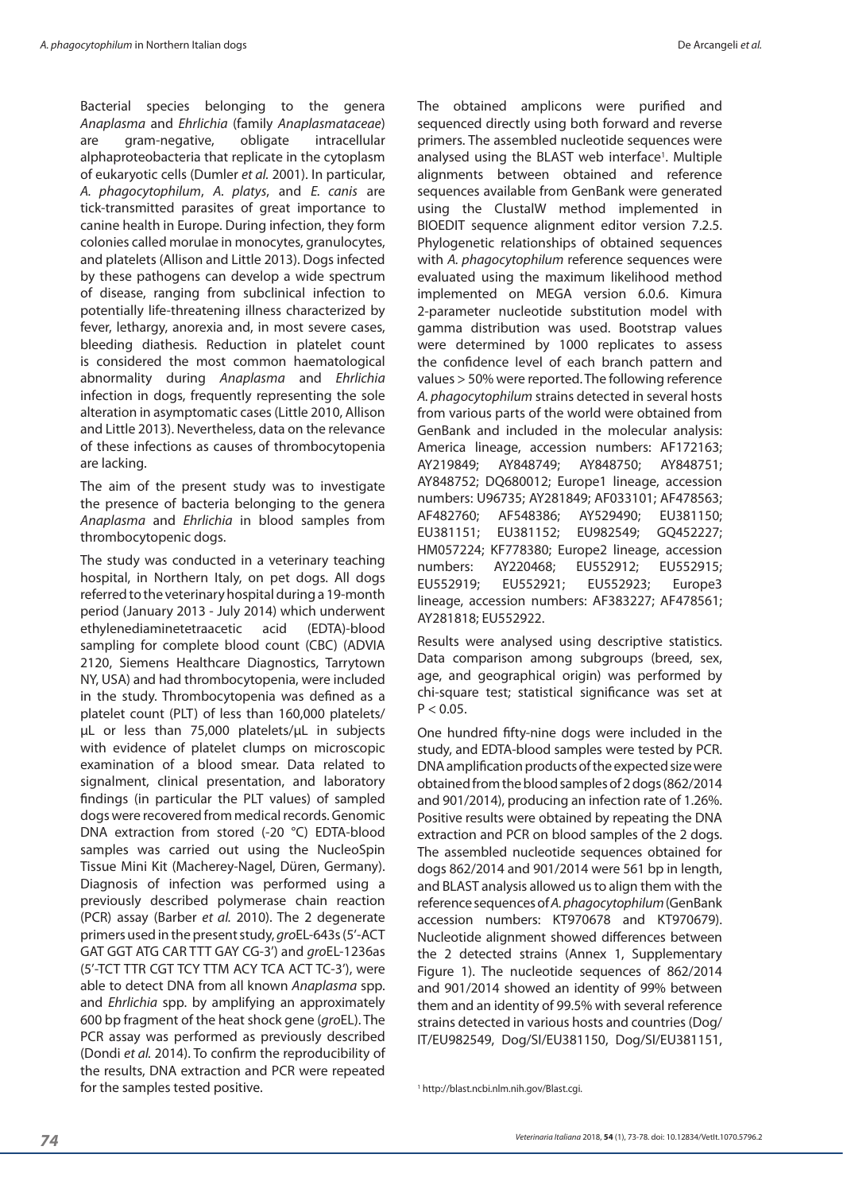Bacterial species belonging to the genera *Anaplasma* and *Ehrlichia* (family *Anaplasmataceae*) are gram-negative, obligate intracellular alphaproteobacteria that replicate in the cytoplasm of eukaryotic cells (Dumler *et al.* 2001). In particular, *A. phagocytophilum*, *A. platys*, and *E. canis* are tick-transmitted parasites of great importance to canine health in Europe. During infection, they form colonies called morulae in monocytes, granulocytes, and platelets (Allison and Little 2013). Dogs infected by these pathogens can develop a wide spectrum of disease, ranging from subclinical infection to potentially life-threatening illness characterized by fever, lethargy, anorexia and, in most severe cases, bleeding diathesis. Reduction in platelet count is considered the most common haematological abnormality during *Anaplasma* and *Ehrlichia* infection in dogs, frequently representing the sole alteration in asymptomatic cases (Little 2010, Allison and Little 2013). Nevertheless, data on the relevance of these infections as causes of thrombocytopenia are lacking.

The aim of the present study was to investigate the presence of bacteria belonging to the genera *Anaplasma* and *Ehrlichia* in blood samples from thrombocytopenic dogs.

The study was conducted in a veterinary teaching hospital, in Northern Italy, on pet dogs. All dogs referred to the veterinary hospital during a 19-month period (January 2013 - July 2014) which underwent ethylenediaminetetraacetic acid (EDTA)-blood sampling for complete blood count (CBC) (ADVIA 2120, Siemens Healthcare Diagnostics, Tarrytown NY, USA) and had thrombocytopenia, were included in the study. Thrombocytopenia was defined as a platelet count (PLT) of less than 160,000 platelets/µL or less than 75,000 platelets/µL in subjects with evidence of platelet clumps on microscopic examination of a blood smear. Data related to signalment, clinical presentation, and laboratory findings (in particular the PLT values) of sampled dogs were recovered from medical records. Genomic DNA extraction from stored (-20 °C) EDTA-blood samples was carried out using the NucleoSpin Tissue Mini Kit (Macherey-Nagel, Düren, Germany). Diagnosis of infection was performed using a previously described polymerase chain reaction (PCR) assay (Barber *et al.* 2010). The 2 degenerate primers used in the present study, *gro*EL-643s (5'-ACT GAT GGT ATG CAR TTT GAY CG-3') and *gro*EL-1236as (5'-TCT TTR CGT TCY TTM ACY TCA ACT TC-3'), were able to detect DNA from all known *Anaplasma* spp. and *Ehrlichia* spp. by amplifying an approximately 600 bp fragment of the heat shock gene (*gro*EL). The PCR assay was performed as previously described (Dondi *et al.* 2014). To confirm the reproducibility of the results, DNA extraction and PCR were repeated for the samples tested positive.

The obtained amplicons were purified and sequenced directly using both forward and reverse primers. The assembled nucleotide sequences were analysed using the BLAST web interface[1]. Multiple alignments between obtained and reference sequences available from GenBank were generated using the ClustalW method implemented in BIOEDIT sequence alignment editor version 7.2.5. Phylogenetic relationships of obtained sequences with *A. phagocytophilum* reference sequences were evaluated using the maximum likelihood method implemented on MEGA version 6.0.6. Kimura 2-parameter nucleotide substitution model with gamma distribution was used. Bootstrap values were determined by 1000 replicates to assess the confidence level of each branch pattern and values > 50% were reported. The following reference *A. phagocytophilum* strains detected in several hosts from various parts of the world were obtained from GenBank and included in the molecular analysis: America lineage, accession numbers: AF172163; AY219849; AY848749; AY848750; AY848751; AY848752; DQ680012; Europe1 lineage, accession numbers: U96735; AY281849; AF033101; AF478563; AF482760; AF548386; AY529490; EU381150; EU381151; EU381152; EU982549; GQ452227; HM057224; KF778380; Europe2 lineage, accession numbers: AY220468; EU552912; EU552915; EU552919; EU552921; EU552923; Europe3 lineage, accession numbers: AF383227; AF478561; AY281818; EU552922.

Results were analysed using descriptive statistics. Data comparison among subgroups (breed, sex, age, and geographical origin) was performed by chi-square test; statistical significance was set at $P < 0.05$.

One hundred fifty-nine dogs were included in the study, and EDTA-blood samples were tested by PCR. DNA amplification products of the expected size were obtained from the blood samples of 2 dogs (862/2014 and 901/2014), producing an infection rate of 1.26%. Positive results were obtained by repeating the DNA extraction and PCR on blood samples of the 2 dogs. The assembled nucleotide sequences obtained for dogs 862/2014 and 901/2014 were 561 bp in length, and BLAST analysis allowed us to align them with the reference sequences of *A. phagocytophilum* (GenBank accession numbers: KT970678 and KT970679). Nucleotide alignment showed differences between the 2 detected strains (Annex 1, Supplementary Figure 1). The nucleotide sequences of 862/2014 and 901/2014 showed an identity of 99% between them and an identity of 99.5% with several reference strains detected in various hosts and countries (Dog/IT/EU982549, Dog/SI/EU381150, Dog/SI/EU381151,

[1] http://blast.ncbi.nlm.nih.gov/Blast.cgi.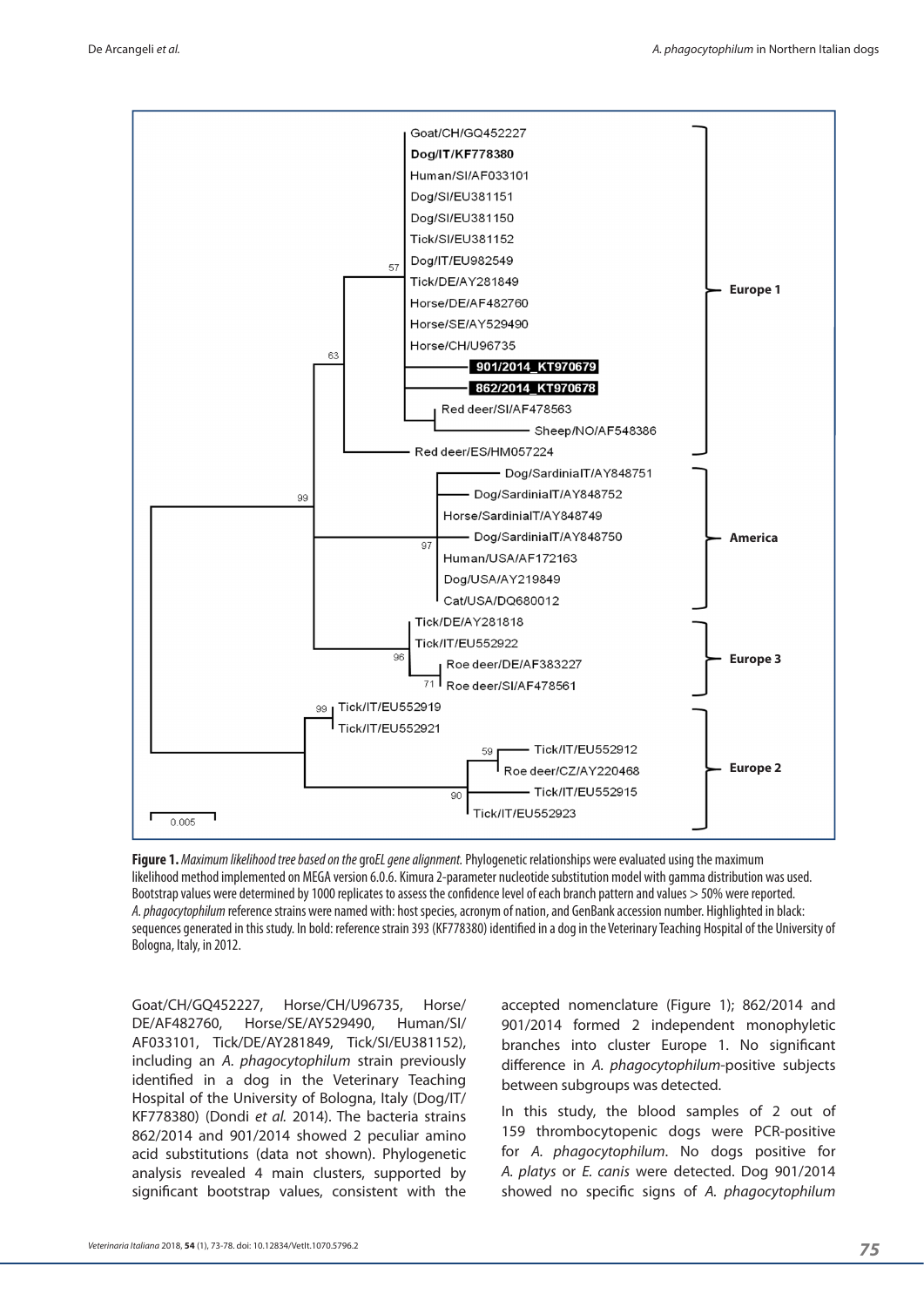**Figure 1.** *Maximum likelihood tree based on the* gro*EL gene alignment.* Phylogenetic relationships were evaluated using the maximum likelihood method implemented on MEGA version 6.0.6. Kimura 2-parameter nucleotide substitution model with gamma distribution was used. Bootstrap values were determined by 1000 replicates to assess the confidence level of each branch pattern and values > 50% were reported. *A. phagocytophilum* reference strains were named with: host species, acronym of nation, and GenBank accession number. Highlighted in black: sequences generated in this study. In bold: reference strain 393 (KF778380) identified in a dog in the Veterinary Teaching Hospital of the University of Bologna, Italy, in 2012.

Goat/CH/GQ452227, Horse/CH/U96735, Horse/DE/AF482760, Horse/SE/AY529490, Human/SI/AF033101, Tick/DE/AY281849, Tick/SI/EU381152), including an *A. phagocytophilum* strain previously identified in a dog in the Veterinary Teaching Hospital of the University of Bologna, Italy (Dog/IT/KF778380) (Dondi *et al.* 2014). The bacteria strains 862/2014 and 901/2014 showed 2 peculiar amino acid substitutions (data not shown). Phylogenetic analysis revealed 4 main clusters, supported by significant bootstrap values, consistent with the accepted nomenclature (Figure 1); 862/2014 and 901/2014 formed 2 independent monophyletic branches into cluster Europe 1. No significant difference in *A. phagocytophilum*-positive subjects between subgroups was detected.

In this study, the blood samples of 2 out of 159 thrombocytopenic dogs were PCR-positive for *A. phagocytophilum*. No dogs positive for *A. platys* or *E. canis* were detected. Dog 901/2014 showed no specific signs of *A. phagocytophilum*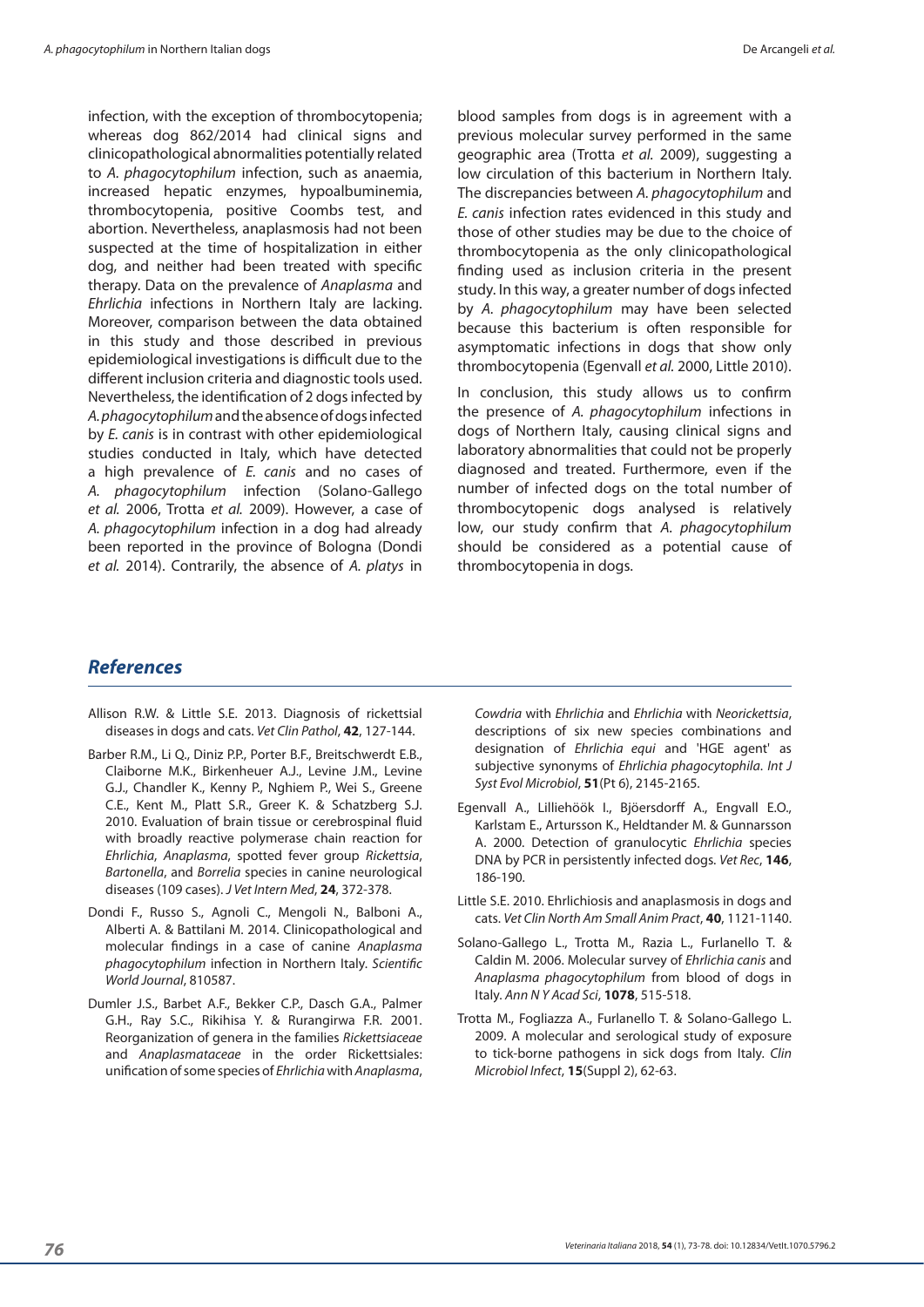infection, with the exception of thrombocytopenia; whereas dog 862/2014 had clinical signs and clinicopathological abnormalities potentially related to *A. phagocytophilum* infection, such as anaemia, increased hepatic enzymes, hypoalbuminemia, thrombocytopenia, positive Coombs test, and abortion. Nevertheless, anaplasmosis had not been suspected at the time of hospitalization in either dog, and neither had been treated with specific therapy. Data on the prevalence of *Anaplasma* and *Ehrlichia* infections in Northern Italy are lacking. Moreover, comparison between the data obtained in this study and those described in previous epidemiological investigations is difficult due to the different inclusion criteria and diagnostic tools used. Nevertheless, the identification of 2 dogs infected by *A. phagocytophilum* and the absence of dogs infected by *E. canis* is in contrast with other epidemiological studies conducted in Italy, which have detected a high prevalence of *E. canis* and no cases of *A. phagocytophilum* infection (Solano-Gallego *et al.* 2006, Trotta *et al.* 2009). However, a case of *A. phagocytophilum* infection in a dog had already been reported in the province of Bologna (Dondi *et al.* 2014). Contrarily, the absence of *A. platys* in blood samples from dogs is in agreement with a previous molecular survey performed in the same geographic area (Trotta *et al.* 2009), suggesting a low circulation of this bacterium in Northern Italy. The discrepancies between *A. phagocytophilum* and *E. canis* infection rates evidenced in this study and those of other studies may be due to the choice of thrombocytopenia as the only clinicopathological finding used as inclusion criteria in the present study. In this way, a greater number of dogs infected by *A. phagocytophilum* may have been selected because this bacterium is often responsible for asymptomatic infections in dogs that show only thrombocytopenia (Egenvall *et al.* 2000, Little 2010).

In conclusion, this study allows us to confirm the presence of *A. phagocytophilum* infections in dogs of Northern Italy, causing clinical signs and laboratory abnormalities that could not be properly diagnosed and treated. Furthermore, even if the number of infected dogs on the total number of thrombocytopenic dogs analysed is relatively low, our study confirm that *A. phagocytophilum* should be considered as a potential cause of thrombocytopenia in dogs.

## References

Allison R.W. & Little S.E. 2013. Diagnosis of rickettsial diseases in dogs and cats. *Vet Clin Pathol*, **42**, 127-144.

Barber R.M., Li Q., Diniz P.P., Porter B.F., Breitschwerdt E.B., Claiborne M.K., Birkenheuer A.J., Levine J.M., Levine G.J., Chandler K., Kenny P., Nghiem P., Wei S., Greene C.E., Kent M., Platt S.R., Greer K. & Schatzberg S.J. 2010. Evaluation of brain tissue or cerebrospinal fluid with broadly reactive polymerase chain reaction for *Ehrlichia*, *Anaplasma*, spotted fever group *Rickettsia*, *Bartonella*, and *Borrelia* species in canine neurological diseases (109 cases). *J Vet Intern Med*, **24**, 372-378.

Dondi F., Russo S., Agnoli C., Mengoli N., Balboni A., Alberti A. & Battilani M. 2014. Clinicopathological and molecular findings in a case of canine *Anaplasma phagocytophilum* infection in Northern Italy. *Scientific World Journal*, 810587.

Dumler J.S., Barbet A.F., Bekker C.P., Dasch G.A., Palmer G.H., Ray S.C., Rikihisa Y. & Rurangirwa F.R. 2001. Reorganization of genera in the families *Rickettsiaceae* and *Anaplasmataceae* in the order Rickettsiales: unification of some species of *Ehrlichia* with *Anaplasma*, *Cowdria* with *Ehrlichia* and *Ehrlichia* with *Neorickettsia*, descriptions of six new species combinations and designation of *Ehrlichia equi* and 'HGE agent' as subjective synonyms of *Ehrlichia phagocytophila*. *Int J Syst Evol Microbiol*, **51**(Pt 6), 2145-2165.

Egenvall A., Lilliehöök I., Bjöersdorff A., Engvall E.O., Karlstam E., Artursson K., Heldtander M. & Gunnarsson A. 2000. Detection of granulocytic *Ehrlichia* species DNA by PCR in persistently infected dogs. *Vet Rec*, **146**, 186-190.

Little S.E. 2010. Ehrlichiosis and anaplasmosis in dogs and cats. *Vet Clin North Am Small Anim Pract*, **40**, 1121-1140.

Solano-Gallego L., Trotta M., Razia L., Furlanello T. & Caldin M. 2006. Molecular survey of *Ehrlichia canis* and *Anaplasma phagocytophilum* from blood of dogs in Italy. *Ann N Y Acad Sci*, **1078**, 515-518.

Trotta M., Fogliazza A., Furlanello T. & Solano-Gallego L. 2009. A molecular and serological study of exposure to tick-borne pathogens in sick dogs from Italy. *Clin Microbiol Infect*, **15**(Suppl 2), 62-63.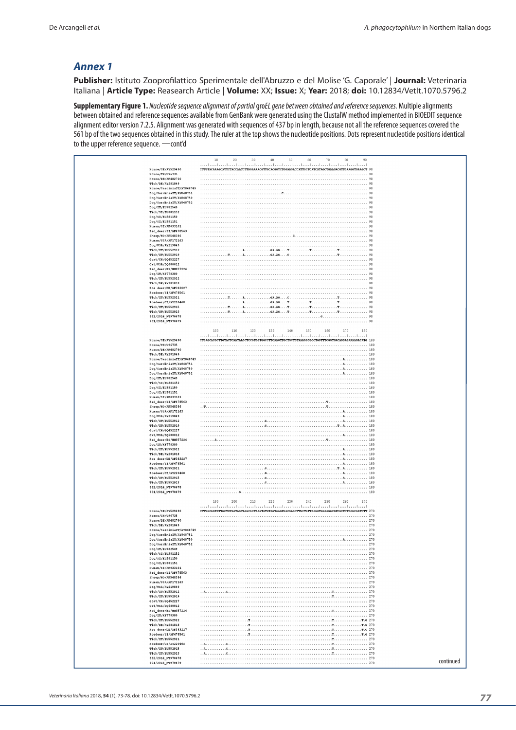## Annex 1

**Publisher:** Istituto Zooprofilattico Sperimentale dell'Abruzzo e del Molise 'G. Caporale' | **Journal:** Veterinaria Italiana | **Article Type:** Reasearch Article | **Volume:** XX; **Issue:** X; **Year:** 2018; **doi:** 10.12834/VetIt.1070.5796.2

**Supplementary Figure 1.** *Nucleotide sequence alignment of partial* gro*EL gene between obtained and reference sequences.* Multiple alignments between obtained and reference sequences available from GenBank were generated using the ClustalW method implemented in BIOEDIT sequence alignment editor version 7.2.5. Alignment was generated with sequences of 437 bp in length, because not all the reference sequences covered the 561 bp of the two sequences obtained in this study. The ruler at the top shows the nucleotide positions. Dots represent nucleotide positions identical to the upper reference sequence. —cont'd

continued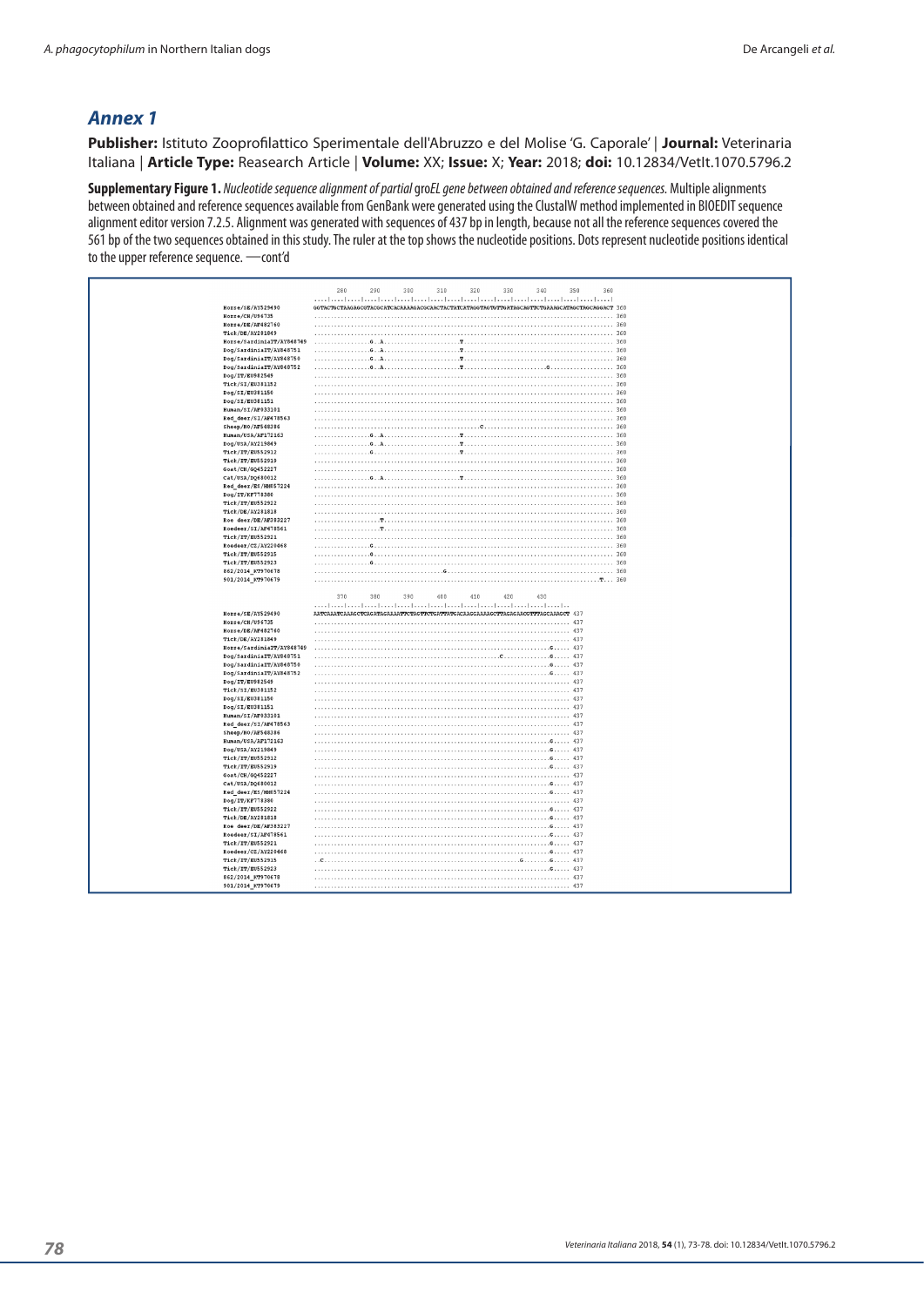## Annex 1

**Publisher:** Istituto Zooprofilattico Sperimentale dell'Abruzzo e del Molise 'G. Caporale' | **Journal:** Veterinaria Italiana | **Article Type:** Reasearch Article | **Volume:** XX; **Issue:** X; **Year:** 2018; **doi:** 10.12834/VetIt.1070.5796.2

**Supplementary Figure 1.** *Nucleotide sequence alignment of partial* gro*EL gene between obtained and reference sequences.* Multiple alignments between obtained and reference sequences available from GenBank were generated using the ClustalW method implemented in BIOEDIT sequence alignment editor version 7.2.5. Alignment was generated with sequences of 437 bp in length, because not all the reference sequences covered the 561 bp of the two sequences obtained in this study. The ruler at the top shows the nucleotide positions. Dots represent nucleotide positions identical to the upper reference sequence. —cont'd